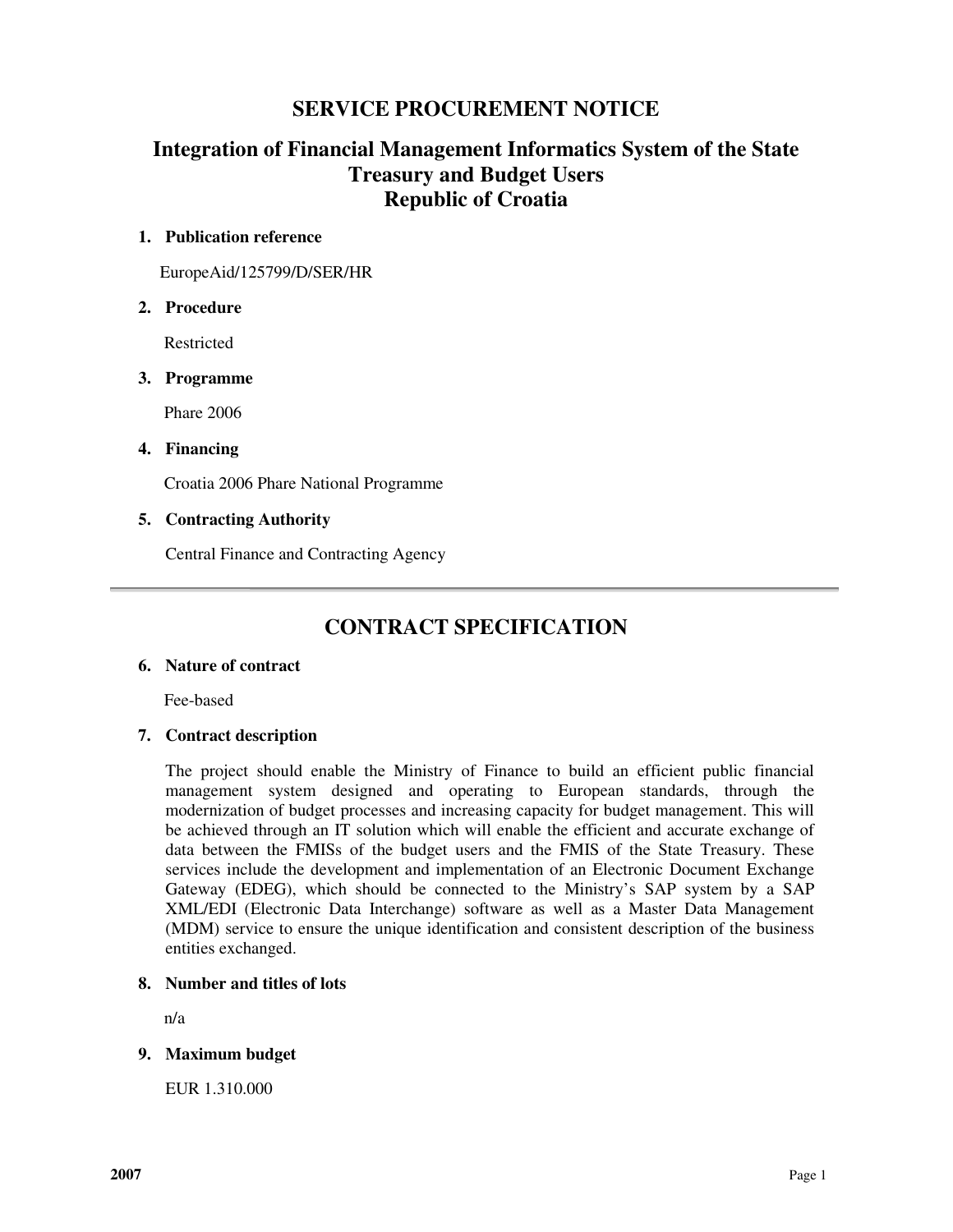# SERVICE PROCUREMENT NOTICE

## Integration of Financial Management Informatics System of the State Treasury and Budget Users
## Republic of Croatia

1. **Publication reference**

   EuropeAid/125799/D/SER/HR

2. **Procedure**

   Restricted

3. **Programme**

   Phare 2006

4. **Financing**

   Croatia 2006 Phare National Programme

5. **Contracting Authority**

   Central Finance and Contracting Agency

---

# CONTRACT SPECIFICATION

6. **Nature of contract**

   Fee-based

7. **Contract description**

   The project should enable the Ministry of Finance to build an efficient public financial management system designed and operating to European standards, through the modernization of budget processes and increasing capacity for budget management. This will be achieved through an IT solution which will enable the efficient and accurate exchange of data between the FMISs of the budget users and the FMIS of the State Treasury. These services include the development and implementation of an Electronic Document Exchange Gateway (EDEG), which should be connected to the Ministry's SAP system by a SAP XML/EDI (Electronic Data Interchange) software as well as a Master Data Management (MDM) service to ensure the unique identification and consistent description of the business entities exchanged.

8. **Number and titles of lots**

   n/a

9. **Maximum budget**

   EUR 1.310.000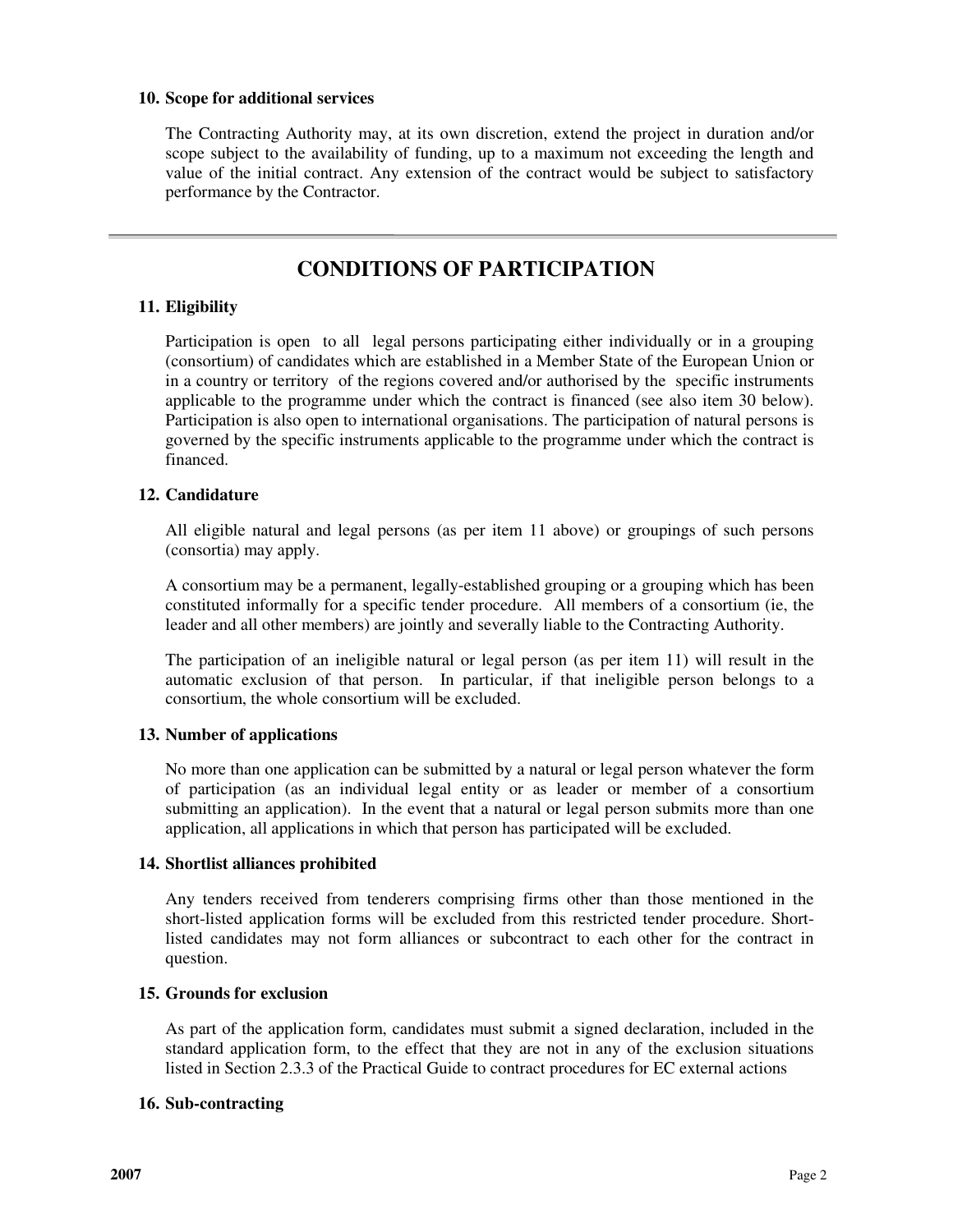### 10. Scope for additional services

The Contracting Authority may, at its own discretion, extend the project in duration and/or scope subject to the availability of funding, up to a maximum not exceeding the length and value of the initial contract. Any extension of the contract would be subject to satisfactory performance by the Contractor.

---

## CONDITIONS OF PARTICIPATION

### 11. Eligibility

Participation is open to all legal persons participating either individually or in a grouping (consortium) of candidates which are established in a Member State of the European Union or in a country or territory of the regions covered and/or authorised by the specific instruments applicable to the programme under which the contract is financed (see also item 30 below). Participation is also open to international organisations. The participation of natural persons is governed by the specific instruments applicable to the programme under which the contract is financed.

### 12. Candidature

All eligible natural and legal persons (as per item 11 above) or groupings of such persons (consortia) may apply.

A consortium may be a permanent, legally-established grouping or a grouping which has been constituted informally for a specific tender procedure. All members of a consortium (ie, the leader and all other members) are jointly and severally liable to the Contracting Authority.

The participation of an ineligible natural or legal person (as per item 11) will result in the automatic exclusion of that person. In particular, if that ineligible person belongs to a consortium, the whole consortium will be excluded.

### 13. Number of applications

No more than one application can be submitted by a natural or legal person whatever the form of participation (as an individual legal entity or as leader or member of a consortium submitting an application). In the event that a natural or legal person submits more than one application, all applications in which that person has participated will be excluded.

### 14. Shortlist alliances prohibited

Any tenders received from tenderers comprising firms other than those mentioned in the short-listed application forms will be excluded from this restricted tender procedure. Short-listed candidates may not form alliances or subcontract to each other for the contract in question.

### 15. Grounds for exclusion

As part of the application form, candidates must submit a signed declaration, included in the standard application form, to the effect that they are not in any of the exclusion situations listed in Section 2.3.3 of the Practical Guide to contract procedures for EC external actions

### 16. Sub-contracting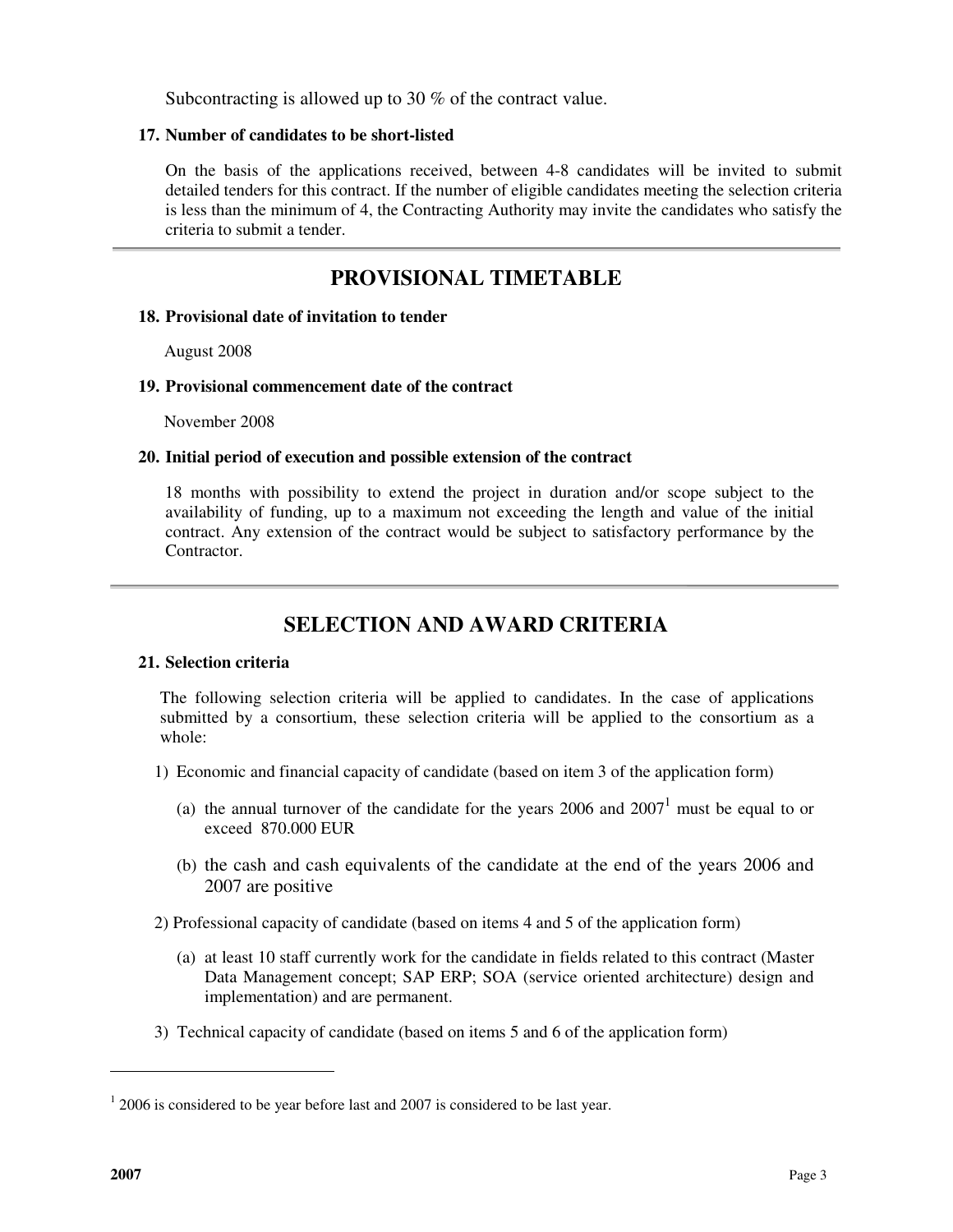Subcontracting is allowed up to 30 % of the contract value.

**17. Number of candidates to be short-listed**

On the basis of the applications received, between 4-8 candidates will be invited to submit detailed tenders for this contract. If the number of eligible candidates meeting the selection criteria is less than the minimum of 4, the Contracting Authority may invite the candidates who satisfy the criteria to submit a tender.

## PROVISIONAL TIMETABLE

**18. Provisional date of invitation to tender**

August 2008

**19. Provisional commencement date of the contract**

November 2008

**20. Initial period of execution and possible extension of the contract**

18 months with possibility to extend the project in duration and/or scope subject to the availability of funding, up to a maximum not exceeding the length and value of the initial contract. Any extension of the contract would be subject to satisfactory performance by the Contractor.

## SELECTION AND AWARD CRITERIA

**21. Selection criteria**

The following selection criteria will be applied to candidates. In the case of applications submitted by a consortium, these selection criteria will be applied to the consortium as a whole:

1) Economic and financial capacity of candidate (based on item 3 of the application form)

   (a) the annual turnover of the candidate for the years 2006 and 2007[1] must be equal to or exceed 870.000 EUR

   (b) the cash and cash equivalents of the candidate at the end of the years 2006 and 2007 are positive

2) Professional capacity of candidate (based on items 4 and 5 of the application form)

   (a) at least 10 staff currently work for the candidate in fields related to this contract (Master Data Management concept; SAP ERP; SOA (service oriented architecture) design and implementation) and are permanent.

3) Technical capacity of candidate (based on items 5 and 6 of the application form)

---

[1] 2006 is considered to be year before last and 2007 is considered to be last year.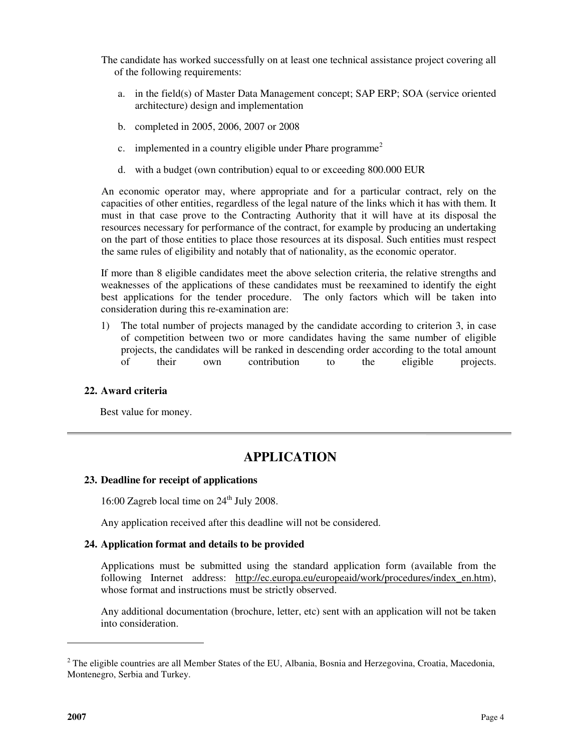The candidate has worked successfully on at least one technical assistance project covering all of the following requirements:

a. in the field(s) of Master Data Management concept; SAP ERP; SOA (service oriented architecture) design and implementation

b. completed in 2005, 2006, 2007 or 2008

c. implemented in a country eligible under Phare programme[2]

d. with a budget (own contribution) equal to or exceeding 800.000 EUR

An economic operator may, where appropriate and for a particular contract, rely on the capacities of other entities, regardless of the legal nature of the links which it has with them. It must in that case prove to the Contracting Authority that it will have at its disposal the resources necessary for performance of the contract, for example by producing an undertaking on the part of those entities to place those resources at its disposal. Such entities must respect the same rules of eligibility and notably that of nationality, as the economic operator.

If more than 8 eligible candidates meet the above selection criteria, the relative strengths and weaknesses of the applications of these candidates must be reexamined to identify the eight best applications for the tender procedure. The only factors which will be taken into consideration during this re-examination are:

1) The total number of projects managed by the candidate according to criterion 3, in case of competition between two or more candidates having the same number of eligible projects, the candidates will be ranked in descending order according to the total amount of their own contribution to the eligible projects.

### 22. Award criteria

Best value for money.

---

## APPLICATION

### 23. Deadline for receipt of applications

16:00 Zagreb local time on 24th July 2008.

Any application received after this deadline will not be considered.

### 24. Application format and details to be provided

Applications must be submitted using the standard application form (available from the following Internet address: http://ec.europa.eu/europeaid/work/procedures/index_en.htm), whose format and instructions must be strictly observed.

Any additional documentation (brochure, letter, etc) sent with an application will not be taken into consideration.

---

[2] The eligible countries are all Member States of the EU, Albania, Bosnia and Herzegovina, Croatia, Macedonia, Montenegro, Serbia and Turkey.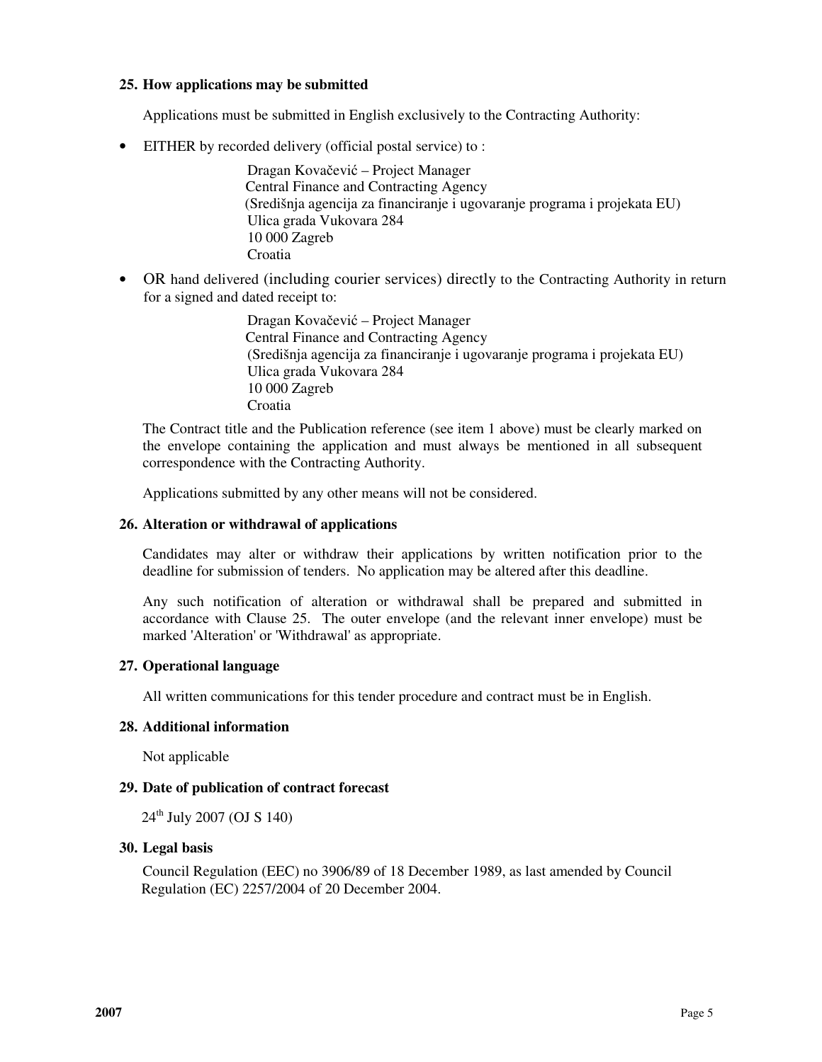## 25. How applications may be submitted

Applications must be submitted in English exclusively to the Contracting Authority:

- EITHER by recorded delivery (official postal service) to :

  Dragan Kovačević – Project Manager
  Central Finance and Contracting Agency
  (Središnja agencija za financiranje i ugovaranje programa i projekata EU)
  Ulica grada Vukovara 284
  10 000 Zagreb
  Croatia

- OR hand delivered (including courier services) directly to the Contracting Authority in return for a signed and dated receipt to:

  Dragan Kovačević – Project Manager
  Central Finance and Contracting Agency
  (Središnja agencija za financiranje i ugovaranje programa i projekata EU)
  Ulica grada Vukovara 284
  10 000 Zagreb
  Croatia

The Contract title and the Publication reference (see item 1 above) must be clearly marked on the envelope containing the application and must always be mentioned in all subsequent correspondence with the Contracting Authority.

Applications submitted by any other means will not be considered.

## 26. Alteration or withdrawal of applications

Candidates may alter or withdraw their applications by written notification prior to the deadline for submission of tenders. No application may be altered after this deadline.

Any such notification of alteration or withdrawal shall be prepared and submitted in accordance with Clause 25. The outer envelope (and the relevant inner envelope) must be marked 'Alteration' or 'Withdrawal' as appropriate.

## 27. Operational language

All written communications for this tender procedure and contract must be in English.

## 28. Additional information

Not applicable

## 29. Date of publication of contract forecast

24th July 2007 (OJ S 140)

## 30. Legal basis

Council Regulation (EEC) no 3906/89 of 18 December 1989, as last amended by Council Regulation (EC) 2257/2004 of 20 December 2004.